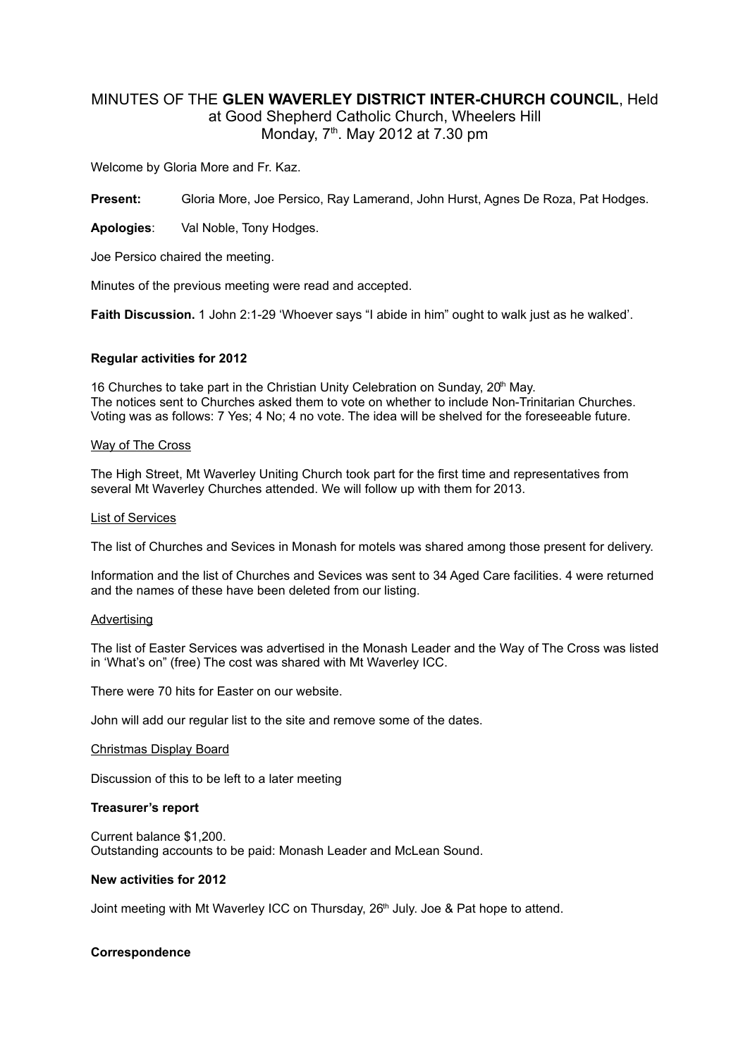# MINUTES OF THE **GLEN WAVERLEY DISTRICT INTER-CHURCH COUNCIL**, Held at Good Shepherd Catholic Church, Wheelers Hill Monday, 7th. May 2012 at 7.30 pm

Welcome by Gloria More and Fr. Kaz.

**Present:** Gloria More, Joe Persico, Ray Lamerand, John Hurst, Agnes De Roza, Pat Hodges.

**Apologies**: Val Noble, Tony Hodges.

Joe Persico chaired the meeting.

Minutes of the previous meeting were read and accepted.

**Faith Discussion.** 1 John 2:1-29 'Whoever says "I abide in him" ought to walk just as he walked'.

### Regular activities for 2012

16 Churches to take part in the Christian Unity Celebration on Sunday, 20th May.
The notices sent to Churches asked them to vote on whether to include Non-Trinitarian Churches. Voting was as follows: 7 Yes; 4 No; 4 no vote. The idea will be shelved for the foreseeable future.

Way of The Cross

The High Street, Mt Waverley Uniting Church took part for the first time and representatives from several Mt Waverley Churches attended. We will follow up with them for 2013.

List of Services

The list of Churches and Sevices in Monash for motels was shared among those present for delivery.

Information and the list of Churches and Sevices was sent to 34 Aged Care facilities. 4 were returned and the names of these have been deleted from our listing.

Advertising

The list of Easter Services was advertised in the Monash Leader and the Way of The Cross was listed in 'What's on" (free) The cost was shared with Mt Waverley ICC.

There were 70 hits for Easter on our website.

John will add our regular list to the site and remove some of the dates.

Christmas Display Board

Discussion of this to be left to a later meeting

### Treasurer's report

Current balance $1,200.
Outstanding accounts to be paid: Monash Leader and McLean Sound.

### New activities for 2012

Joint meeting with Mt Waverley ICC on Thursday, 26th July. Joe & Pat hope to attend.

### Correspondence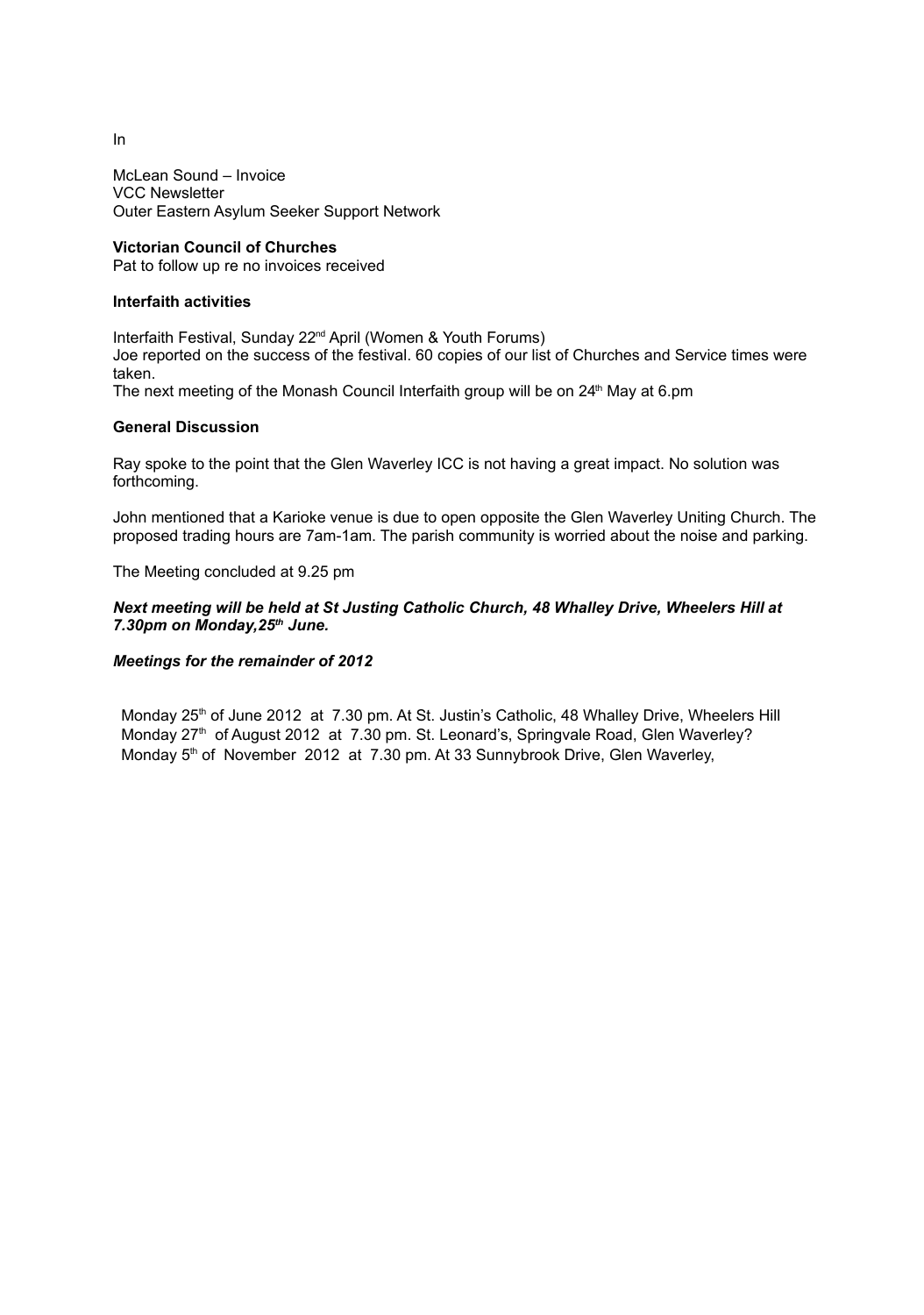In

McLean Sound – Invoice
VCC Newsletter
Outer Eastern Asylum Seeker Support Network

**Victorian Council of Churches**
Pat to follow up re no invoices received

**Interfaith activities**

Interfaith Festival, Sunday 22nd April (Women & Youth Forums)
Joe reported on the success of the festival. 60 copies of our list of Churches and Service times were taken.
The next meeting of the Monash Council Interfaith group will be on 24th May at 6.pm

**General Discussion**

Ray spoke to the point that the Glen Waverley ICC is not having a great impact. No solution was forthcoming.

John mentioned that a Karioke venue is due to open opposite the Glen Waverley Uniting Church. The proposed trading hours are 7am-1am. The parish community is worried about the noise and parking.

The Meeting concluded at 9.25 pm

***Next meeting will be held at St Justing Catholic Church, 48 Whalley Drive, Wheelers Hill at 7.30pm on Monday,25th June.***

***Meetings for the remainder of 2012***

Monday 25th of June 2012 at 7.30 pm. At St. Justin's Catholic, 48 Whalley Drive, Wheelers Hill
Monday 27th of August 2012 at 7.30 pm. St. Leonard's, Springvale Road, Glen Waverley?
Monday 5th of November 2012 at 7.30 pm. At 33 Sunnybrook Drive, Glen Waverley,